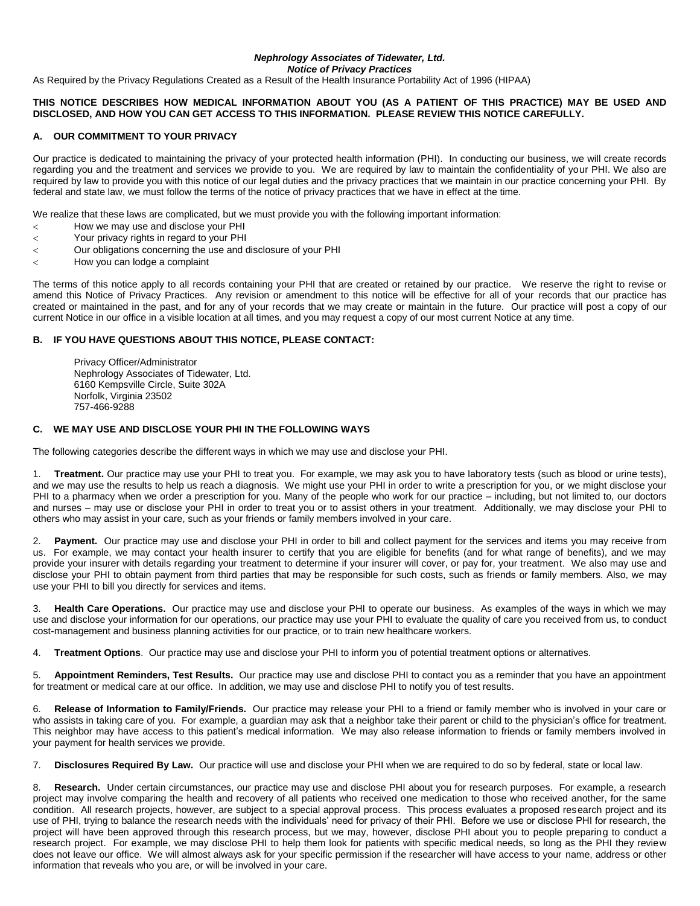***Nephrology Associates of Tidewater, Ltd.***
***Notice of Privacy Practices***

As Required by the Privacy Regulations Created as a Result of the Health Insurance Portability Act of 1996 (HIPAA)

**THIS NOTICE DESCRIBES HOW MEDICAL INFORMATION ABOUT YOU (AS A PATIENT OF THIS PRACTICE) MAY BE USED AND DISCLOSED, AND HOW YOU CAN GET ACCESS TO THIS INFORMATION. PLEASE REVIEW THIS NOTICE CAREFULLY.**

## A. OUR COMMITMENT TO YOUR PRIVACY

Our practice is dedicated to maintaining the privacy of your protected health information (PHI). In conducting our business, we will create records regarding you and the treatment and services we provide to you. We are required by law to maintain the confidentiality of your PHI. We also are required by law to provide you with this notice of our legal duties and the privacy practices that we maintain in our practice concerning your PHI. By federal and state law, we must follow the terms of the notice of privacy practices that we have in effect at the time.

We realize that these laws are complicated, but we must provide you with the following important information:

- How we may use and disclose your PHI
- Your privacy rights in regard to your PHI
- Our obligations concerning the use and disclosure of your PHI
- How you can lodge a complaint

The terms of this notice apply to all records containing your PHI that are created or retained by our practice. We reserve the right to revise or amend this Notice of Privacy Practices. Any revision or amendment to this notice will be effective for all of your records that our practice has created or maintained in the past, and for any of your records that we may create or maintain in the future. Our practice will post a copy of our current Notice in our office in a visible location at all times, and you may request a copy of our most current Notice at any time.

## B. IF YOU HAVE QUESTIONS ABOUT THIS NOTICE, PLEASE CONTACT:

Privacy Officer/Administrator
Nephrology Associates of Tidewater, Ltd.
6160 Kempsville Circle, Suite 302A
Norfolk, Virginia 23502
757-466-9288

## C. WE MAY USE AND DISCLOSE YOUR PHI IN THE FOLLOWING WAYS

The following categories describe the different ways in which we may use and disclose your PHI.

1. **Treatment.** Our practice may use your PHI to treat you. For example, we may ask you to have laboratory tests (such as blood or urine tests), and we may use the results to help us reach a diagnosis. We might use your PHI in order to write a prescription for you, or we might disclose your PHI to a pharmacy when we order a prescription for you. Many of the people who work for our practice – including, but not limited to, our doctors and nurses – may use or disclose your PHI in order to treat you or to assist others in your treatment. Additionally, we may disclose your PHI to others who may assist in your care, such as your friends or family members involved in your care.

2. **Payment.** Our practice may use and disclose your PHI in order to bill and collect payment for the services and items you may receive from us. For example, we may contact your health insurer to certify that you are eligible for benefits (and for what range of benefits), and we may provide your insurer with details regarding your treatment to determine if your insurer will cover, or pay for, your treatment. We also may use and disclose your PHI to obtain payment from third parties that may be responsible for such costs, such as friends or family members. Also, we may use your PHI to bill you directly for services and items.

3. **Health Care Operations.** Our practice may use and disclose your PHI to operate our business. As examples of the ways in which we may use and disclose your information for our operations, our practice may use your PHI to evaluate the quality of care you received from us, to conduct cost-management and business planning activities for our practice, or to train new healthcare workers.

4. **Treatment Options**. Our practice may use and disclose your PHI to inform you of potential treatment options or alternatives.

5. **Appointment Reminders, Test Results.** Our practice may use and disclose PHI to contact you as a reminder that you have an appointment for treatment or medical care at our office. In addition, we may use and disclose PHI to notify you of test results.

6. **Release of Information to Family/Friends.** Our practice may release your PHI to a friend or family member who is involved in your care or who assists in taking care of you. For example, a guardian may ask that a neighbor take their parent or child to the physician's office for treatment. This neighbor may have access to this patient's medical information. We may also release information to friends or family members involved in your payment for health services we provide.

7. **Disclosures Required By Law.** Our practice will use and disclose your PHI when we are required to do so by federal, state or local law.

8. **Research.** Under certain circumstances, our practice may use and disclose PHI about you for research purposes. For example, a research project may involve comparing the health and recovery of all patients who received one medication to those who received another, for the same condition. All research projects, however, are subject to a special approval process. This process evaluates a proposed research project and its use of PHI, trying to balance the research needs with the individuals' need for privacy of their PHI. Before we use or disclose PHI for research, the project will have been approved through this research process, but we may, however, disclose PHI about you to people preparing to conduct a research project. For example, we may disclose PHI to help them look for patients with specific medical needs, so long as the PHI they review does not leave our office. We will almost always ask for your specific permission if the researcher will have access to your name, address or other information that reveals who you are, or will be involved in your care.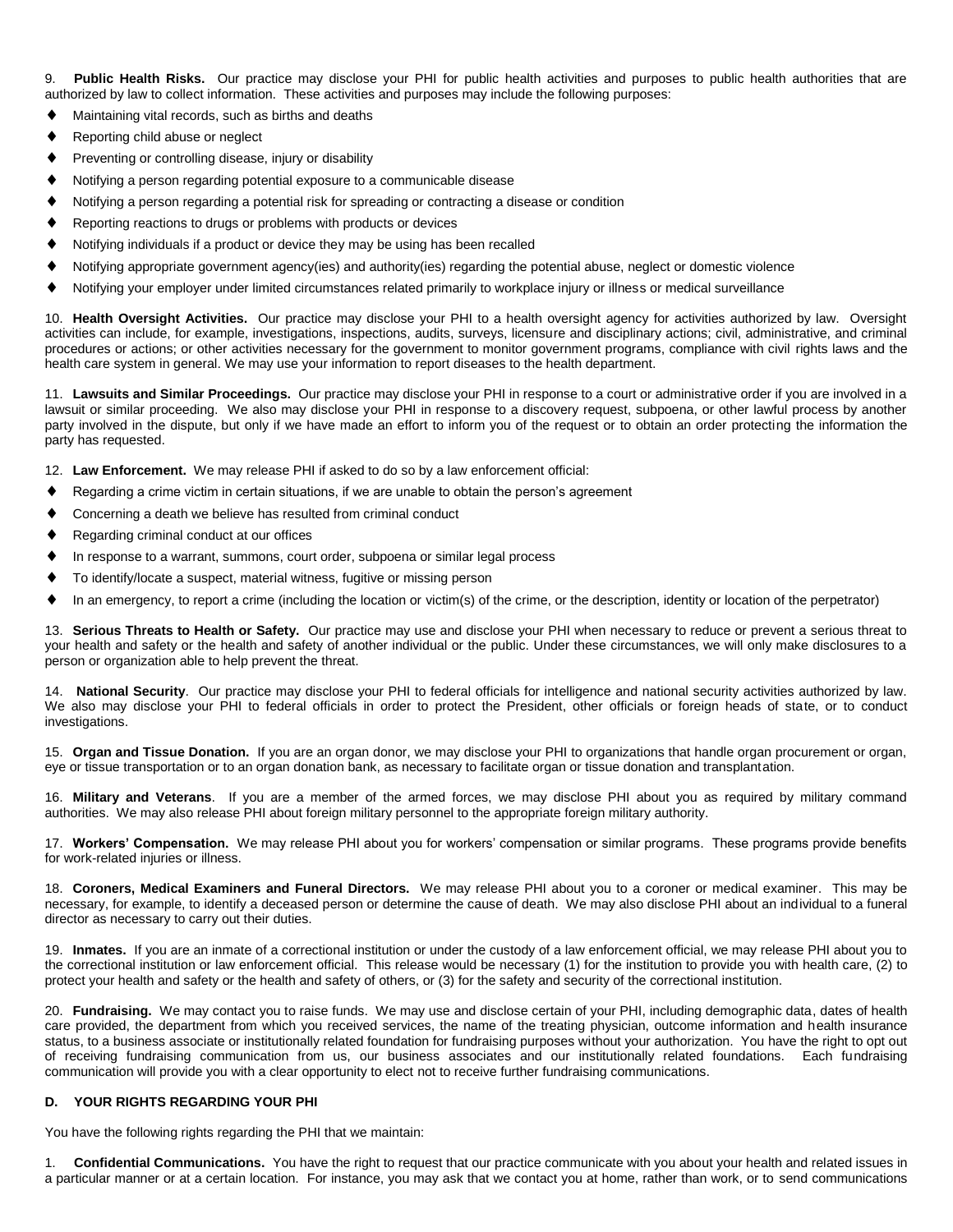9. **Public Health Risks.** Our practice may disclose your PHI for public health activities and purposes to public health authorities that are authorized by law to collect information. These activities and purposes may include the following purposes:

- Maintaining vital records, such as births and deaths
- Reporting child abuse or neglect
- Preventing or controlling disease, injury or disability
- Notifying a person regarding potential exposure to a communicable disease
- Notifying a person regarding a potential risk for spreading or contracting a disease or condition
- Reporting reactions to drugs or problems with products or devices
- Notifying individuals if a product or device they may be using has been recalled
- Notifying appropriate government agency(ies) and authority(ies) regarding the potential abuse, neglect or domestic violence
- Notifying your employer under limited circumstances related primarily to workplace injury or illness or medical surveillance

10. **Health Oversight Activities.** Our practice may disclose your PHI to a health oversight agency for activities authorized by law. Oversight activities can include, for example, investigations, inspections, audits, surveys, licensure and disciplinary actions; civil, administrative, and criminal procedures or actions; or other activities necessary for the government to monitor government programs, compliance with civil rights laws and the health care system in general. We may use your information to report diseases to the health department.

11. **Lawsuits and Similar Proceedings.** Our practice may disclose your PHI in response to a court or administrative order if you are involved in a lawsuit or similar proceeding. We also may disclose your PHI in response to a discovery request, subpoena, or other lawful process by another party involved in the dispute, but only if we have made an effort to inform you of the request or to obtain an order protecting the information the party has requested.

12. **Law Enforcement.** We may release PHI if asked to do so by a law enforcement official:

- Regarding a crime victim in certain situations, if we are unable to obtain the person's agreement
- Concerning a death we believe has resulted from criminal conduct
- Regarding criminal conduct at our offices
- In response to a warrant, summons, court order, subpoena or similar legal process
- To identify/locate a suspect, material witness, fugitive or missing person
- In an emergency, to report a crime (including the location or victim(s) of the crime, or the description, identity or location of the perpetrator)

13. **Serious Threats to Health or Safety.** Our practice may use and disclose your PHI when necessary to reduce or prevent a serious threat to your health and safety or the health and safety of another individual or the public. Under these circumstances, we will only make disclosures to a person or organization able to help prevent the threat.

14. **National Security**. Our practice may disclose your PHI to federal officials for intelligence and national security activities authorized by law. We also may disclose your PHI to federal officials in order to protect the President, other officials or foreign heads of state, or to conduct investigations.

15. **Organ and Tissue Donation.** If you are an organ donor, we may disclose your PHI to organizations that handle organ procurement or organ, eye or tissue transportation or to an organ donation bank, as necessary to facilitate organ or tissue donation and transplantation.

16. **Military and Veterans**. If you are a member of the armed forces, we may disclose PHI about you as required by military command authorities. We may also release PHI about foreign military personnel to the appropriate foreign military authority.

17. **Workers' Compensation.** We may release PHI about you for workers' compensation or similar programs. These programs provide benefits for work-related injuries or illness.

18. **Coroners, Medical Examiners and Funeral Directors.** We may release PHI about you to a coroner or medical examiner. This may be necessary, for example, to identify a deceased person or determine the cause of death. We may also disclose PHI about an individual to a funeral director as necessary to carry out their duties.

19. **Inmates.** If you are an inmate of a correctional institution or under the custody of a law enforcement official, we may release PHI about you to the correctional institution or law enforcement official. This release would be necessary (1) for the institution to provide you with health care, (2) to protect your health and safety or the health and safety of others, or (3) for the safety and security of the correctional institution.

20. **Fundraising.** We may contact you to raise funds. We may use and disclose certain of your PHI, including demographic data, dates of health care provided, the department from which you received services, the name of the treating physician, outcome information and health insurance status, to a business associate or institutionally related foundation for fundraising purposes without your authorization. You have the right to opt out of receiving fundraising communication from us, our business associates and our institutionally related foundations. Each fundraising communication will provide you with a clear opportunity to elect not to receive further fundraising communications.

## D. YOUR RIGHTS REGARDING YOUR PHI

You have the following rights regarding the PHI that we maintain:

1. **Confidential Communications.** You have the right to request that our practice communicate with you about your health and related issues in a particular manner or at a certain location. For instance, you may ask that we contact you at home, rather than work, or to send communications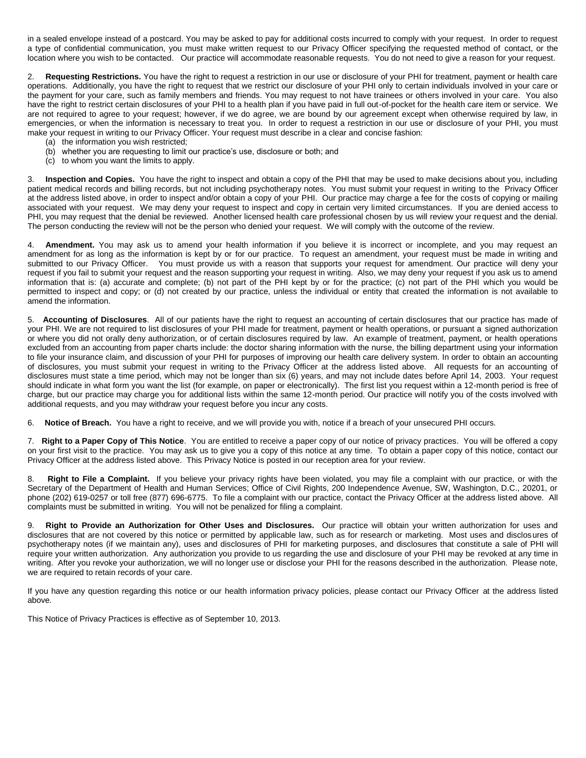in a sealed envelope instead of a postcard. You may be asked to pay for additional costs incurred to comply with your request. In order to request a type of confidential communication, you must make written request to our Privacy Officer specifying the requested method of contact, or the location where you wish to be contacted. Our practice will accommodate reasonable requests. You do not need to give a reason for your request.

2. **Requesting Restrictions.** You have the right to request a restriction in our use or disclosure of your PHI for treatment, payment or health care operations. Additionally, you have the right to request that we restrict our disclosure of your PHI only to certain individuals involved in your care or the payment for your care, such as family members and friends. You may request to not have trainees or others involved in your care. You also have the right to restrict certain disclosures of your PHI to a health plan if you have paid in full out-of-pocket for the health care item or service. We are not required to agree to your request; however, if we do agree, we are bound by our agreement except when otherwise required by law, in emergencies, or when the information is necessary to treat you. In order to request a restriction in our use or disclosure of your PHI, you must make your request in writing to our Privacy Officer. Your request must describe in a clear and concise fashion:

(a) the information you wish restricted;
(b) whether you are requesting to limit our practice's use, disclosure or both; and
(c) to whom you want the limits to apply.

3. **Inspection and Copies.** You have the right to inspect and obtain a copy of the PHI that may be used to make decisions about you, including patient medical records and billing records, but not including psychotherapy notes. You must submit your request in writing to the Privacy Officer at the address listed above, in order to inspect and/or obtain a copy of your PHI. Our practice may charge a fee for the costs of copying or mailing associated with your request. We may deny your request to inspect and copy in certain very limited circumstances. If you are denied access to PHI, you may request that the denial be reviewed. Another licensed health care professional chosen by us will review your request and the denial. The person conducting the review will not be the person who denied your request. We will comply with the outcome of the review.

4. **Amendment.** You may ask us to amend your health information if you believe it is incorrect or incomplete, and you may request an amendment for as long as the information is kept by or for our practice. To request an amendment, your request must be made in writing and submitted to our Privacy Officer. You must provide us with a reason that supports your request for amendment. Our practice will deny your request if you fail to submit your request and the reason supporting your request in writing. Also, we may deny your request if you ask us to amend information that is: (a) accurate and complete; (b) not part of the PHI kept by or for the practice; (c) not part of the PHI which you would be permitted to inspect and copy; or (d) not created by our practice, unless the individual or entity that created the information is not available to amend the information.

5. **Accounting of Disclosures**. All of our patients have the right to request an accounting of certain disclosures that our practice has made of your PHI. We are not required to list disclosures of your PHI made for treatment, payment or health operations, or pursuant a signed authorization or where you did not orally deny authorization, or of certain disclosures required by law. An example of treatment, payment, or health operations excluded from an accounting from paper charts include: the doctor sharing information with the nurse, the billing department using your information to file your insurance claim, and discussion of your PHI for purposes of improving our health care delivery system. In order to obtain an accounting of disclosures, you must submit your request in writing to the Privacy Officer at the address listed above. All requests for an accounting of disclosures must state a time period, which may not be longer than six (6) years, and may not include dates before April 14, 2003. Your request should indicate in what form you want the list (for example, on paper or electronically). The first list you request within a 12-month period is free of charge, but our practice may charge you for additional lists within the same 12-month period. Our practice will notify you of the costs involved with additional requests, and you may withdraw your request before you incur any costs.

6. **Notice of Breach.** You have a right to receive, and we will provide you with, notice if a breach of your unsecured PHI occurs.

7. **Right to a Paper Copy of This Notice**. You are entitled to receive a paper copy of our notice of privacy practices. You will be offered a copy on your first visit to the practice. You may ask us to give you a copy of this notice at any time. To obtain a paper copy of this notice, contact our Privacy Officer at the address listed above. This Privacy Notice is posted in our reception area for your review.

8. **Right to File a Complaint.** If you believe your privacy rights have been violated, you may file a complaint with our practice, or with the Secretary of the Department of Health and Human Services; Office of Civil Rights, 200 Independence Avenue, SW, Washington, D.C., 20201, or phone (202) 619-0257 or toll free (877) 696-6775. To file a complaint with our practice, contact the Privacy Officer at the address listed above. All complaints must be submitted in writing. You will not be penalized for filing a complaint.

9. **Right to Provide an Authorization for Other Uses and Disclosures.** Our practice will obtain your written authorization for uses and disclosures that are not covered by this notice or permitted by applicable law, such as for research or marketing. Most uses and disclosures of psychotherapy notes (if we maintain any), uses and disclosures of PHI for marketing purposes, and disclosures that constitute a sale of PHI will require your written authorization. Any authorization you provide to us regarding the use and disclosure of your PHI may be revoked at any time in writing. After you revoke your authorization, we will no longer use or disclose your PHI for the reasons described in the authorization. Please note, we are required to retain records of your care.

If you have any question regarding this notice or our health information privacy policies, please contact our Privacy Officer at the address listed above.

This Notice of Privacy Practices is effective as of September 10, 2013.